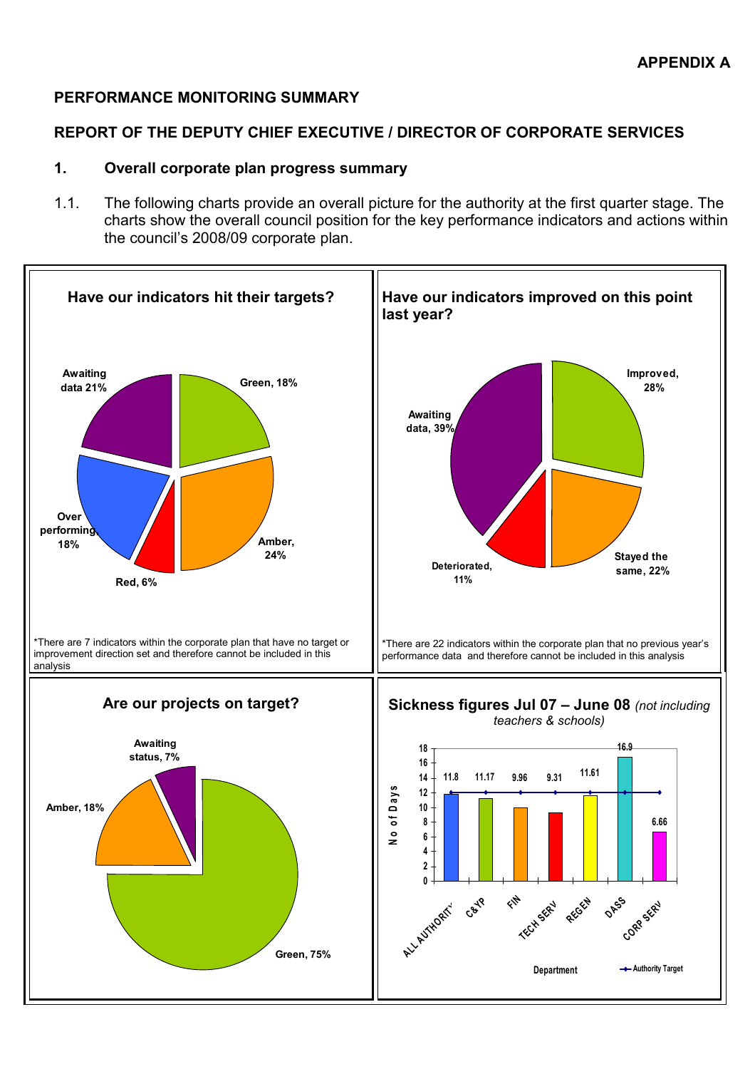**APPENDIX A**

## PERFORMANCE MONITORING SUMMARY

## REPORT OF THE DEPUTY CHIEF EXECUTIVE / DIRECTOR OF CORPORATE SERVICES

### 1. Overall corporate plan progress summary

1.1. The following charts provide an overall picture for the authority at the first quarter stage. The charts show the overall council position for the key performance indicators and actions within the council's 2008/09 corporate plan.

**Have our indicators hit their targets?**

Green, 18%; Amber, 24%; Red, 6%; Over performing, 18%; Awaiting data 21%

*There are 7 indicators within the corporate plan that have no target or improvement direction set and therefore cannot be included in this analysis

**Have our indicators improved on this point last year?**

Improved, 28%; Stayed the same, 22%; Deteriorated, 11%; Awaiting data, 39%

*There are 22 indicators within the corporate plan that no previous year's performance data and therefore cannot be included in this analysis

**Are our projects on target?**

Green, 75%; Amber, 18%; Awaiting status, 7%

**Sickness figures Jul 07 – June 08** *(not including teachers & schools)*

| Department | No of Days |
|---|---|
| ALL AUTHORITY | 11.8 |
| C&YP | 11.17 |
| FIN | 9.96 |
| TECH SERV | 9.31 |
| REGEN | 11.61 |
| DASS | 16.9 |
| CORP SERV | 6.66 |

Authority Target: 12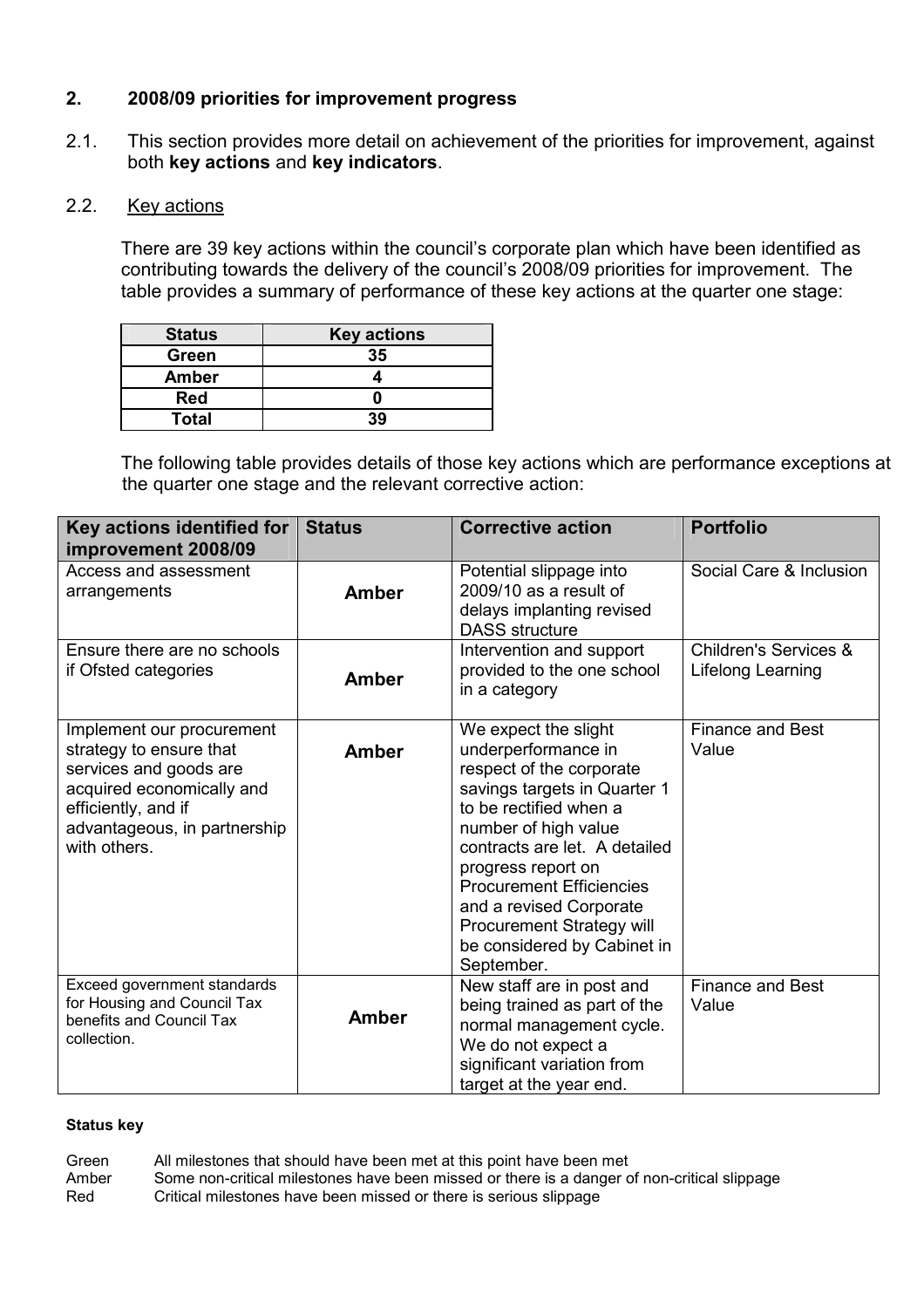## 2. 2008/09 priorities for improvement progress

2.1. This section provides more detail on achievement of the priorities for improvement, against both **key actions** and **key indicators**.

2.2. Key actions

There are 39 key actions within the council's corporate plan which have been identified as contributing towards the delivery of the council's 2008/09 priorities for improvement. The table provides a summary of performance of these key actions at the quarter one stage:

| Status | Key actions |
|---|---|
| Green | 35 |
| Amber | 4 |
| Red | 0 |
| Total | 39 |

The following table provides details of those key actions which are performance exceptions at the quarter one stage and the relevant corrective action:

| Key actions identified for improvement 2008/09 | Status | Corrective action | Portfolio |
|---|---|---|---|
| Access and assessment arrangements | Amber | Potential slippage into 2009/10 as a result of delays implanting revised DASS structure | Social Care & Inclusion |
| Ensure there are no schools if Ofsted categories | Amber | Intervention and support provided to the one school in a category | Children's Services & Lifelong Learning |
| Implement our procurement strategy to ensure that services and goods are acquired economically and efficiently, and if advantageous, in partnership with others. | Amber | We expect the slight underperformance in respect of the corporate savings targets in Quarter 1 to be rectified when a number of high value contracts are let. A detailed progress report on Procurement Efficiencies and a revised Corporate Procurement Strategy will be considered by Cabinet in September. | Finance and Best Value |
| Exceed government standards for Housing and Council Tax benefits and Council Tax collection. | Amber | New staff are in post and being trained as part of the normal management cycle. We do not expect a significant variation from target at the year end. | Finance and Best Value |

**Status key**

Green — All milestones that should have been met at this point have been met
Amber — Some non-critical milestones have been missed or there is a danger of non-critical slippage
Red — Critical milestones have been missed or there is serious slippage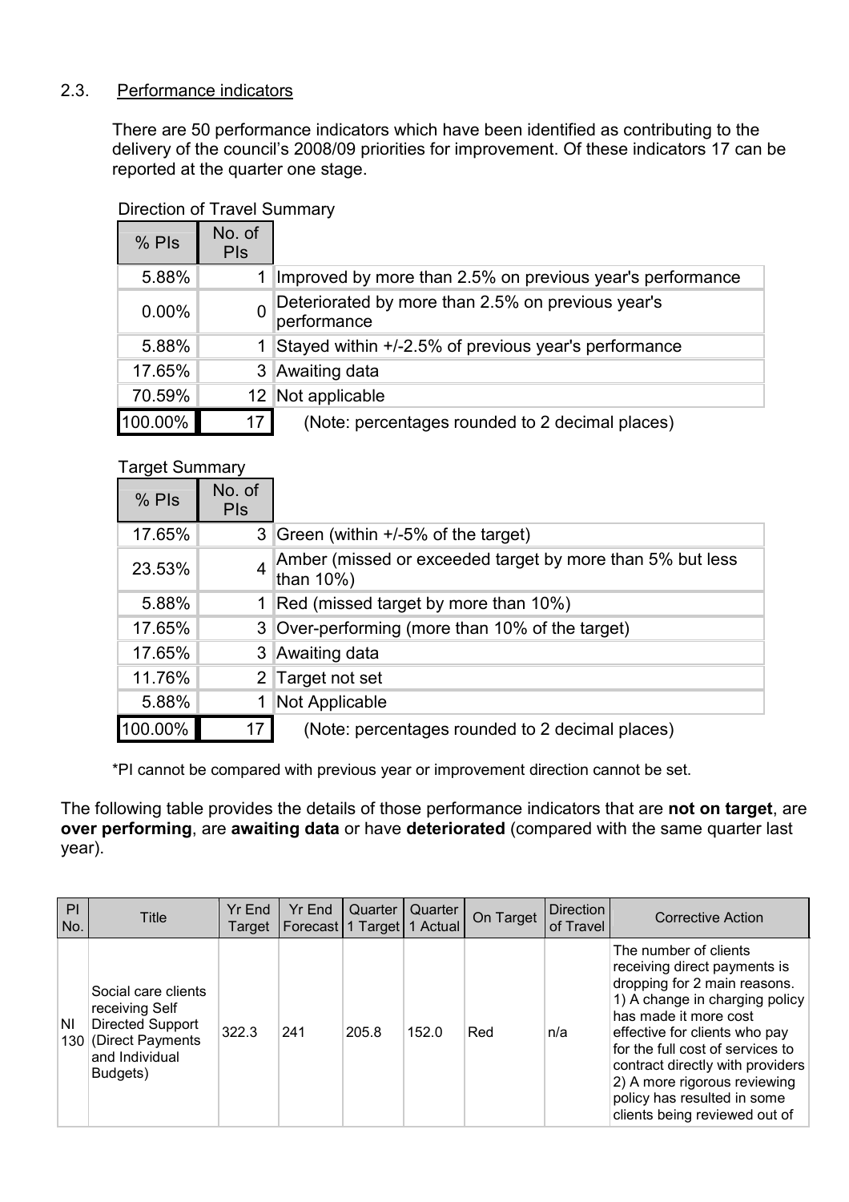## 2.3. Performance indicators

There are 50 performance indicators which have been identified as contributing to the delivery of the council's 2008/09 priorities for improvement. Of these indicators 17 can be reported at the quarter one stage.

Direction of Travel Summary

| % PIs | No. of PIs | |
|---|---|---|
| 5.88% | 1 | Improved by more than 2.5% on previous year's performance |
| 0.00% | 0 | Deteriorated by more than 2.5% on previous year's performance |
| 5.88% | 1 | Stayed within +/-2.5% of previous year's performance |
| 17.65% | 3 | Awaiting data |
| 70.59% | 12 | Not applicable |
| 100.00% | 17 | (Note: percentages rounded to 2 decimal places) |

Target Summary

| % PIs | No. of PIs | |
|---|---|---|
| 17.65% | 3 | Green (within +/-5% of the target) |
| 23.53% | 4 | Amber (missed or exceeded target by more than 5% but less than 10%) |
| 5.88% | 1 | Red (missed target by more than 10%) |
| 17.65% | 3 | Over-performing (more than 10% of the target) |
| 17.65% | 3 | Awaiting data |
| 11.76% | 2 | Target not set |
| 5.88% | 1 | Not Applicable |
| 100.00% | 17 | (Note: percentages rounded to 2 decimal places) |

*PI cannot be compared with previous year or improvement direction cannot be set.

The following table provides the details of those performance indicators that are **not on target**, are **over performing**, are **awaiting data** or have **deteriorated** (compared with the same quarter last year).

| PI No. | Title | Yr End Target | Yr End Forecast | Quarter 1 Target | Quarter 1 Actual | On Target | Direction of Travel | Corrective Action |
|---|---|---|---|---|---|---|---|---|
| NI 130 | Social care clients receiving Self Directed Support (Direct Payments and Individual Budgets) | 322.3 | 241 | 205.8 | 152.0 | Red | n/a | The number of clients receiving direct payments is dropping for 2 main reasons. 1) A change in charging policy has made it more cost effective for clients who pay for the full cost of services to contract directly with providers 2) A more rigorous reviewing policy has resulted in some clients being reviewed out of |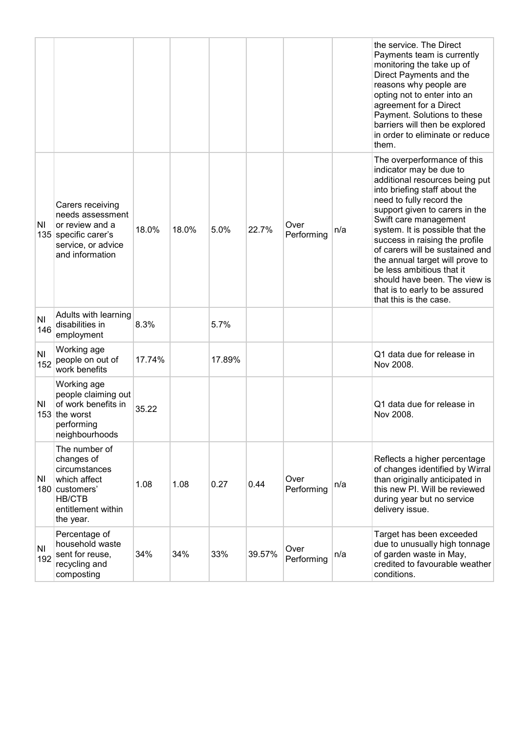| | | | | | | | | |
|---|---|---|---|---|---|---|---|---|
| | | | | | | | | the service. The Direct Payments team is currently monitoring the take up of Direct Payments and the reasons why people are opting not to enter into an agreement for a Direct Payment. Solutions to these barriers will then be explored in order to eliminate or reduce them. |
| NI 135 | Carers receiving needs assessment or review and a specific carer's service, or advice and information | 18.0% | 18.0% | 5.0% | 22.7% | Over Performing | n/a | The overperformance of this indicator may be due to additional resources being put into briefing staff about the need to fully record the support given to carers in the Swift care management system. It is possible that the success in raising the profile of carers will be sustained and the annual target will prove to be less ambitious that it should have been. The view is that is to early to be assured that this is the case. |
| NI 146 | Adults with learning disabilities in employment | 8.3% | | 5.7% | | | | |
| NI 152 | Working age people on out of work benefits | 17.74% | | 17.89% | | | | Q1 data due for release in Nov 2008. |
| NI 153 | Working age people claiming out of work benefits in the worst performing neighbourhoods | 35.22 | | | | | | Q1 data due for release in Nov 2008. |
| NI 180 | The number of changes of circumstances which affect customers' HB/CTB entitlement within the year. | 1.08 | 1.08 | 0.27 | 0.44 | Over Performing | n/a | Reflects a higher percentage of changes identified by Wirral than originally anticipated in this new PI. Will be reviewed during year but no service delivery issue. |
| NI 192 | Percentage of household waste sent for reuse, recycling and composting | 34% | 34% | 33% | 39.57% | Over Performing | n/a | Target has been exceeded due to unusually high tonnage of garden waste in May, credited to favourable weather conditions. |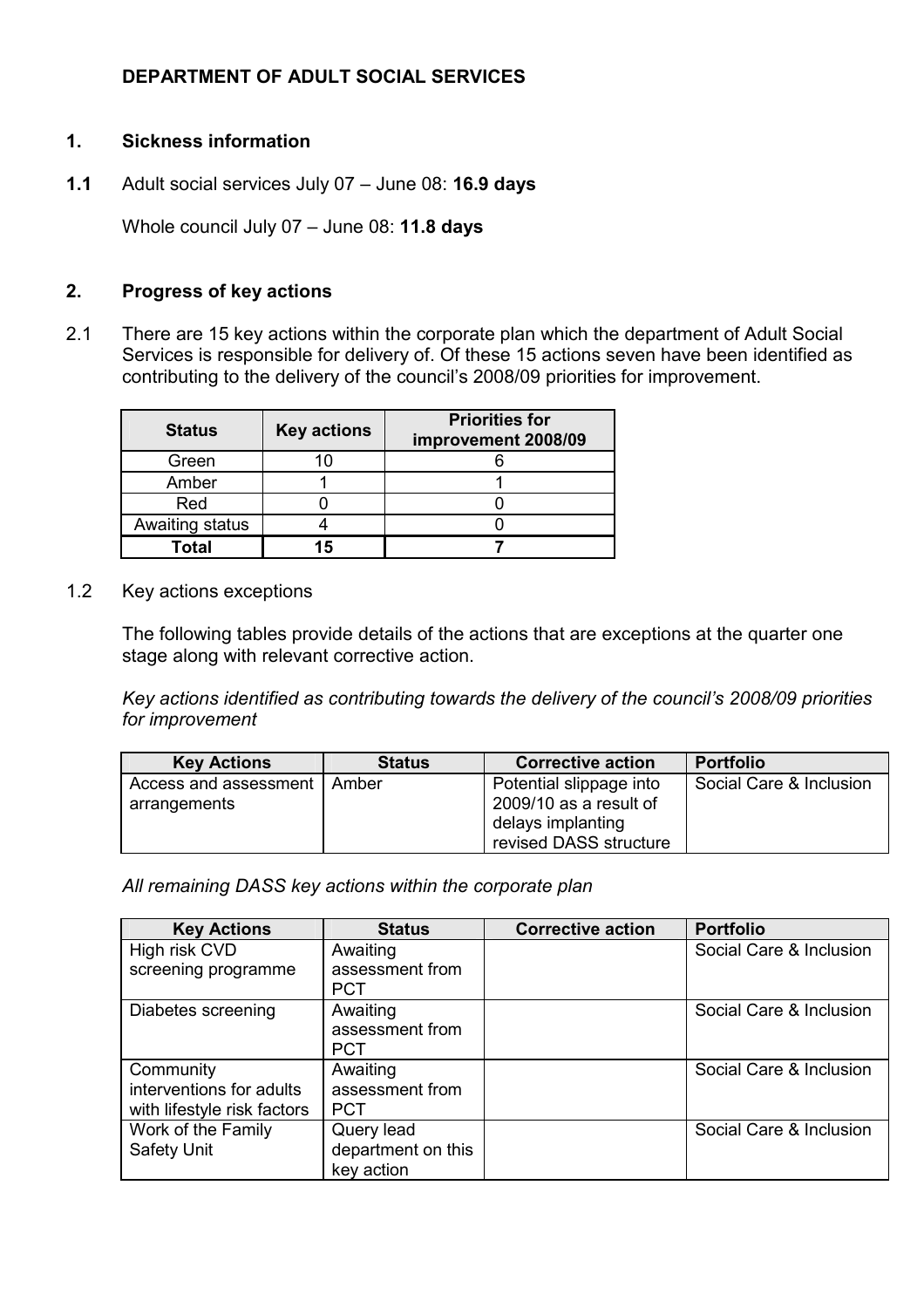**DEPARTMENT OF ADULT SOCIAL SERVICES**

**1. Sickness information**

**1.1** Adult social services July 07 – June 08: **16.9 days**

Whole council July 07 – June 08: **11.8 days**

**2. Progress of key actions**

2.1 There are 15 key actions within the corporate plan which the department of Adult Social Services is responsible for delivery of. Of these 15 actions seven have been identified as contributing to the delivery of the council's 2008/09 priorities for improvement.

| Status | Key actions | Priorities for improvement 2008/09 |
|---|---|---|
| Green | 10 | 6 |
| Amber | 1 | 1 |
| Red | 0 | 0 |
| Awaiting status | 4 | 0 |
| **Total** | **15** | **7** |

1.2 Key actions exceptions

The following tables provide details of the actions that are exceptions at the quarter one stage along with relevant corrective action.

*Key actions identified as contributing towards the delivery of the council's 2008/09 priorities for improvement*

| Key Actions | Status | Corrective action | Portfolio |
|---|---|---|---|
| Access and assessment arrangements | Amber | Potential slippage into 2009/10 as a result of delays implanting revised DASS structure | Social Care & Inclusion |

*All remaining DASS key actions within the corporate plan*

| Key Actions | Status | Corrective action | Portfolio |
|---|---|---|---|
| High risk CVD screening programme | Awaiting assessment from PCT | | Social Care & Inclusion |
| Diabetes screening | Awaiting assessment from PCT | | Social Care & Inclusion |
| Community interventions for adults with lifestyle risk factors | Awaiting assessment from PCT | | Social Care & Inclusion |
| Work of the Family Safety Unit | Query lead department on this key action | | Social Care & Inclusion |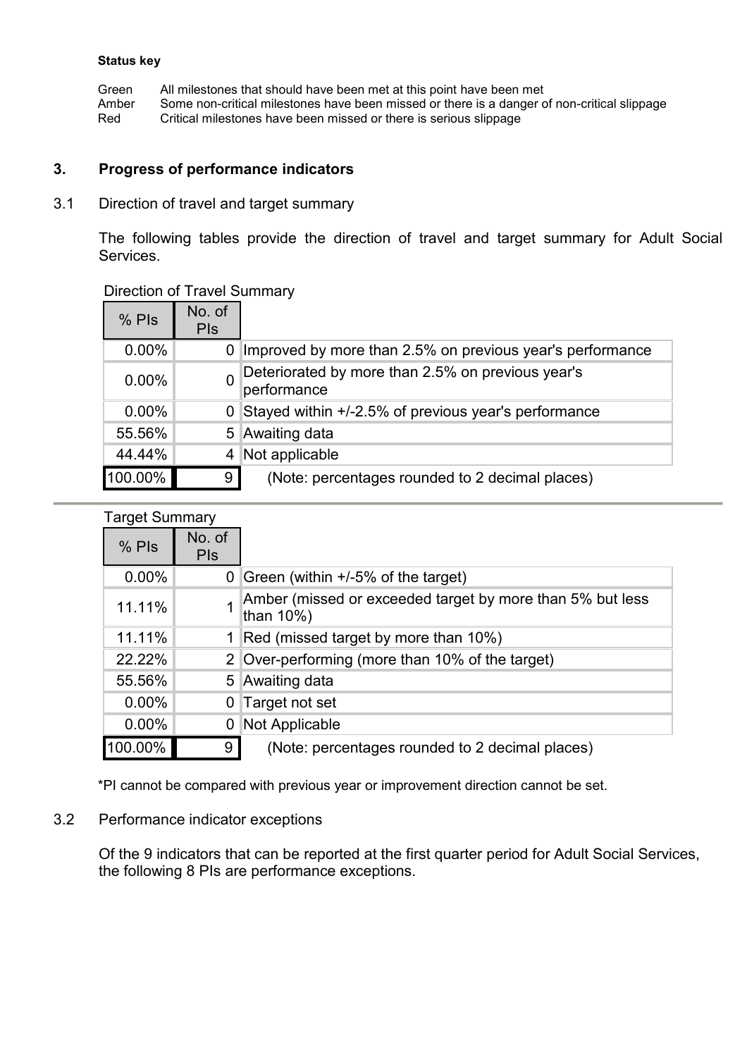**Status key**

| | |
|---|---|
| Green | All milestones that should have been met at this point have been met |
| Amber | Some non-critical milestones have been missed or there is a danger of non-critical slippage |
| Red | Critical milestones have been missed or there is serious slippage |

## 3. Progress of performance indicators

### 3.1 Direction of travel and target summary

The following tables provide the direction of travel and target summary for Adult Social Services.

Direction of Travel Summary

| % PIs | No. of PIs | |
|---|---|---|
| 0.00% | 0 | Improved by more than 2.5% on previous year's performance |
| 0.00% | 0 | Deteriorated by more than 2.5% on previous year's performance |
| 0.00% | 0 | Stayed within +/-2.5% of previous year's performance |
| 55.56% | 5 | Awaiting data |
| 44.44% | 4 | Not applicable |
| 100.00% | 9 | (Note: percentages rounded to 2 decimal places) |

Target Summary

| % PIs | No. of PIs | |
|---|---|---|
| 0.00% | 0 | Green (within +/-5% of the target) |
| 11.11% | 1 | Amber (missed or exceeded target by more than 5% but less than 10%) |
| 11.11% | 1 | Red (missed target by more than 10%) |
| 22.22% | 2 | Over-performing (more than 10% of the target) |
| 55.56% | 5 | Awaiting data |
| 0.00% | 0 | Target not set |
| 0.00% | 0 | Not Applicable |
| 100.00% | 9 | (Note: percentages rounded to 2 decimal places) |

*PI cannot be compared with previous year or improvement direction cannot be set.

### 3.2 Performance indicator exceptions

Of the 9 indicators that can be reported at the first quarter period for Adult Social Services, the following 8 PIs are performance exceptions.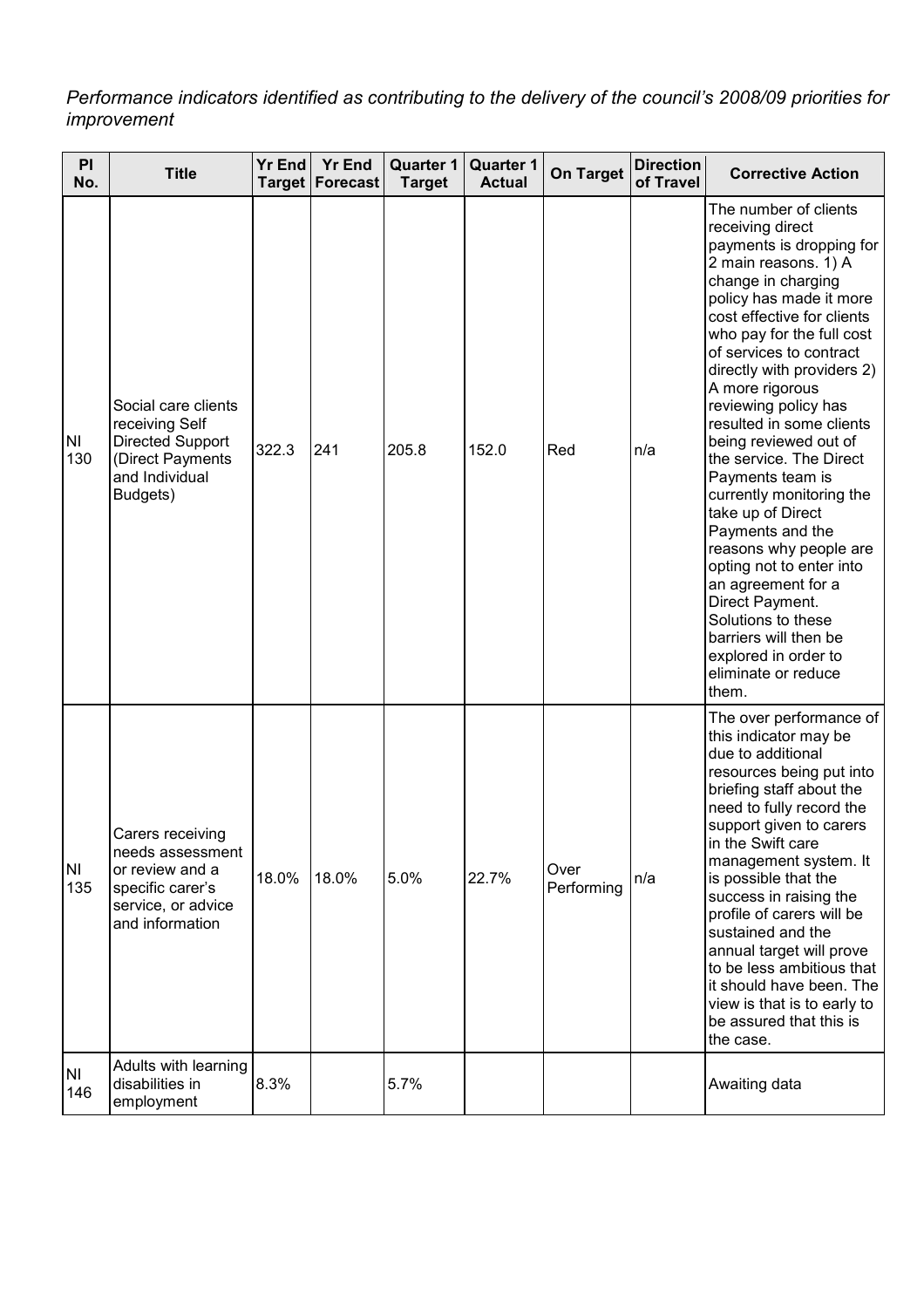*Performance indicators identified as contributing to the delivery of the council's 2008/09 priorities for improvement*

| PI No. | Title | Yr End Target | Yr End Forecast | Quarter 1 Target | Quarter 1 Actual | On Target | Direction of Travel | Corrective Action |
|---|---|---|---|---|---|---|---|---|
| NI 130 | Social care clients receiving Self Directed Support (Direct Payments and Individual Budgets) | 322.3 | 241 | 205.8 | 152.0 | Red | n/a | The number of clients receiving direct payments is dropping for 2 main reasons. 1) A change in charging policy has made it more cost effective for clients who pay for the full cost of services to contract directly with providers 2) A more rigorous reviewing policy has resulted in some clients being reviewed out of the service. The Direct Payments team is currently monitoring the take up of Direct Payments and the reasons why people are opting not to enter into an agreement for a Direct Payment. Solutions to these barriers will then be explored in order to eliminate or reduce them. |
| NI 135 | Carers receiving needs assessment or review and a specific carer's service, or advice and information | 18.0% | 18.0% | 5.0% | 22.7% | Over Performing | n/a | The over performance of this indicator may be due to additional resources being put into briefing staff about the need to fully record the support given to carers in the Swift care management system. It is possible that the success in raising the profile of carers will be sustained and the annual target will prove to be less ambitious that it should have been. The view is that is to early to be assured that this is the case. |
| NI 146 | Adults with learning disabilities in employment | 8.3% | | 5.7% | | | | Awaiting data |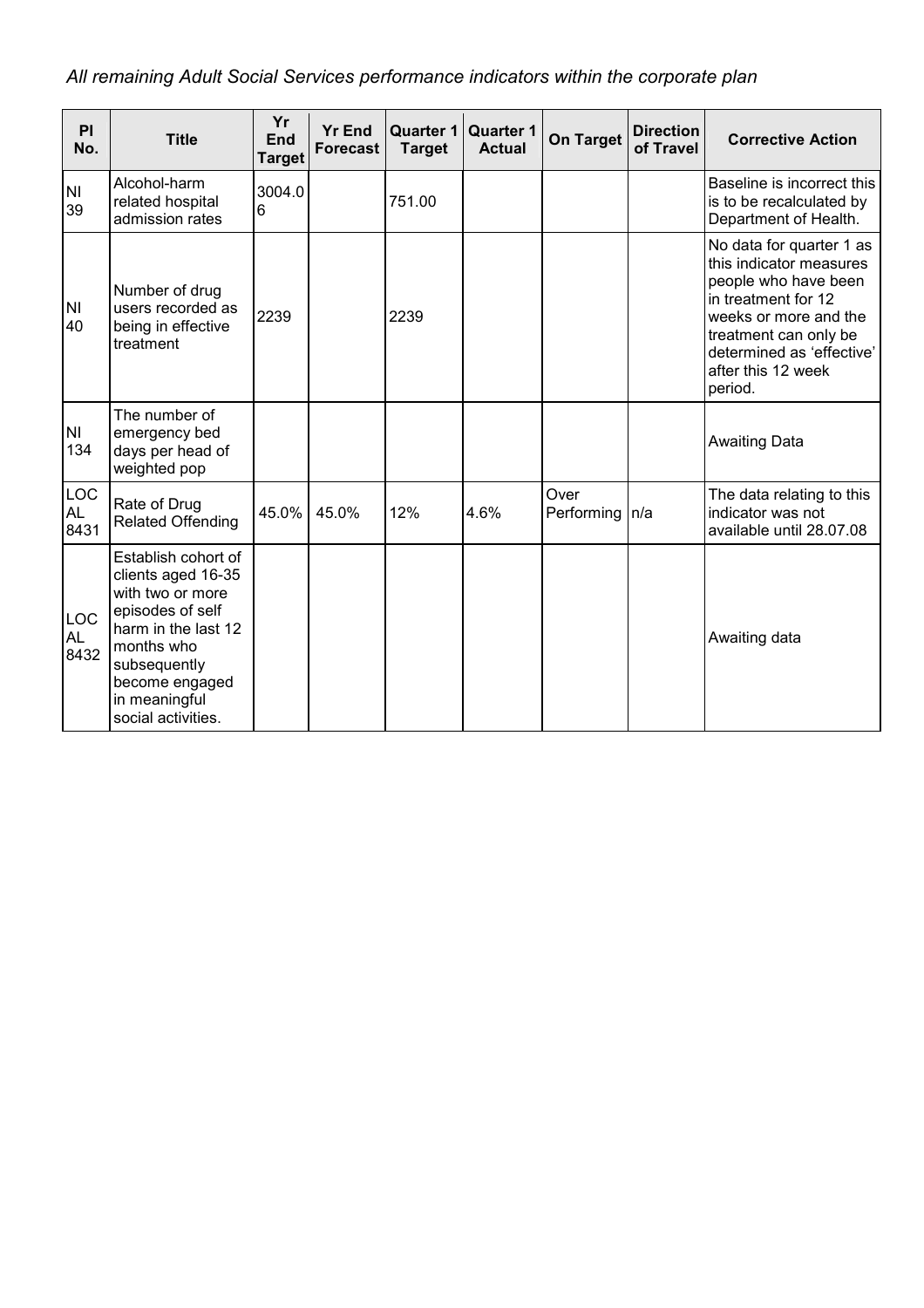*All remaining Adult Social Services performance indicators within the corporate plan*

| PI No. | Title | Yr End Target | Yr End Forecast | Quarter 1 Target | Quarter 1 Actual | On Target | Direction of Travel | Corrective Action |
|---|---|---|---|---|---|---|---|---|
| NI 39 | Alcohol-harm related hospital admission rates | 3004.06 | | 751.00 | | | | Baseline is incorrect this is to be recalculated by Department of Health. |
| NI 40 | Number of drug users recorded as being in effective treatment | 2239 | | 2239 | | | | No data for quarter 1 as this indicator measures people who have been in treatment for 12 weeks or more and the treatment can only be determined as 'effective' after this 12 week period. |
| NI 134 | The number of emergency bed days per head of weighted pop | | | | | | | Awaiting Data |
| LOCAL 8431 | Rate of Drug Related Offending | 45.0% | 45.0% | 12% | 4.6% | Over Performing | n/a | The data relating to this indicator was not available until 28.07.08 |
| LOCAL 8432 | Establish cohort of clients aged 16-35 with two or more episodes of self harm in the last 12 months who subsequently become engaged in meaningful social activities. | | | | | | | Awaiting data |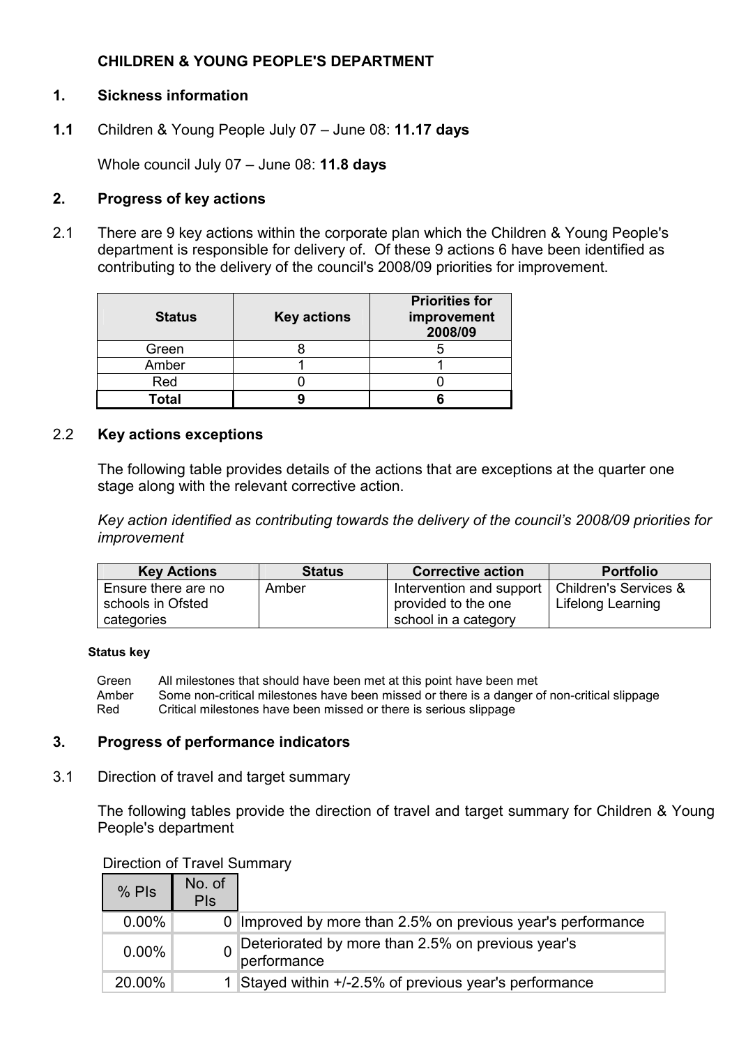**CHILDREN & YOUNG PEOPLE'S DEPARTMENT**

## 1. Sickness information

**1.1** Children & Young People July 07 – June 08: **11.17 days**

Whole council July 07 – June 08: **11.8 days**

## 2. Progress of key actions

2.1 There are 9 key actions within the corporate plan which the Children & Young People's department is responsible for delivery of. Of these 9 actions 6 have been identified as contributing to the delivery of the council's 2008/09 priorities for improvement.

| Status | Key actions | Priorities for improvement 2008/09 |
|---|---|---|
| Green | 8 | 5 |
| Amber | 1 | 1 |
| Red | 0 | 0 |
| **Total** | **9** | **6** |

2.2 **Key actions exceptions**

The following table provides details of the actions that are exceptions at the quarter one stage along with the relevant corrective action.

*Key action identified as contributing towards the delivery of the council's 2008/09 priorities for improvement*

| Key Actions | Status | Corrective action | Portfolio |
|---|---|---|---|
| Ensure there are no schools in Ofsted categories | Amber | Intervention and support provided to the one school in a category | Children's Services & Lifelong Learning |

**Status key**

| | |
|---|---|
| Green | All milestones that should have been met at this point have been met |
| Amber | Some non-critical milestones have been missed or there is a danger of non-critical slippage |
| Red | Critical milestones have been missed or there is serious slippage |

## 3. Progress of performance indicators

3.1 Direction of travel and target summary

The following tables provide the direction of travel and target summary for Children & Young People's department

Direction of Travel Summary

| % PIs | No. of PIs | |
|---|---|---|
| 0.00% | 0 | Improved by more than 2.5% on previous year's performance |
| 0.00% | 0 | Deteriorated by more than 2.5% on previous year's performance |
| 20.00% | 1 | Stayed within +/-2.5% of previous year's performance |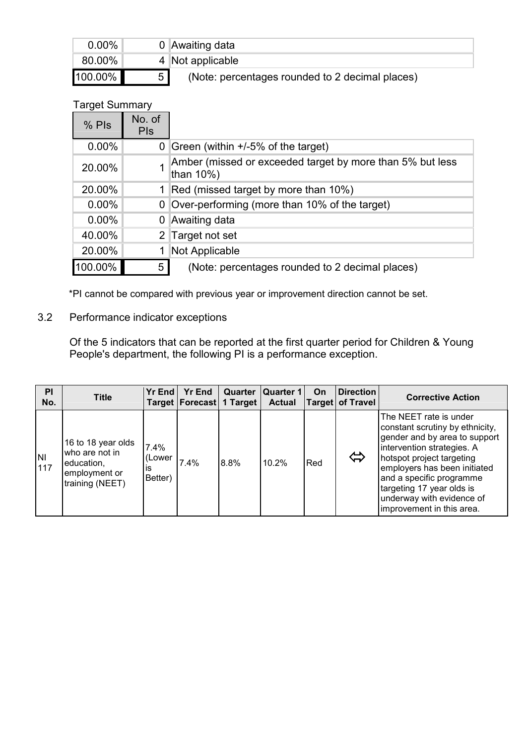| | | |
|---|---|---|
| 0.00% | 0 | Awaiting data |
| 80.00% | 4 | Not applicable |
| 100.00% | 5 | (Note: percentages rounded to 2 decimal places) |

Target Summary

| % PIs | No. of PIs | |
|---|---|---|
| 0.00% | 0 | Green (within +/-5% of the target) |
| 20.00% | 1 | Amber (missed or exceeded target by more than 5% but less than 10%) |
| 20.00% | 1 | Red (missed target by more than 10%) |
| 0.00% | 0 | Over-performing (more than 10% of the target) |
| 0.00% | 0 | Awaiting data |
| 40.00% | 2 | Target not set |
| 20.00% | 1 | Not Applicable |
| 100.00% | 5 | (Note: percentages rounded to 2 decimal places) |

*PI cannot be compared with previous year or improvement direction cannot be set.

3.2 Performance indicator exceptions

Of the 5 indicators that can be reported at the first quarter period for Children & Young People's department, the following PI is a performance exception.

| PI No. | Title | Yr End Target | Yr End Forecast | Quarter 1 Target | Quarter 1 Actual | On Target | Direction of Travel | Corrective Action |
|---|---|---|---|---|---|---|---|---|
| NI 117 | 16 to 18 year olds who are not in education, employment or training (NEET) | 7.4% (Lower is Better) | 7.4% | 8.8% | 10.2% | Red | ⇔ | The NEET rate is under constant scrutiny by ethnicity, gender and by area to support intervention strategies. A hotspot project targeting employers has been initiated and a specific programme targeting 17 year olds is underway with evidence of improvement in this area. |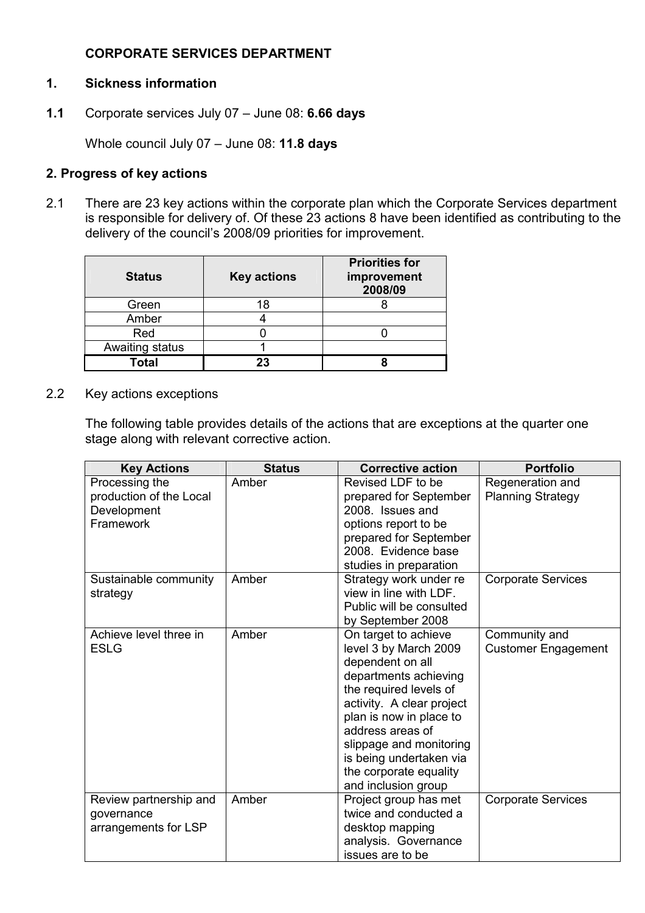**CORPORATE SERVICES DEPARTMENT**

## 1. Sickness information

**1.1** Corporate services July 07 – June 08: **6.66 days**

Whole council July 07 – June 08: **11.8 days**

## 2. Progress of key actions

2.1 There are 23 key actions within the corporate plan which the Corporate Services department is responsible for delivery of. Of these 23 actions 8 have been identified as contributing to the delivery of the council's 2008/09 priorities for improvement.

| Status | Key actions | Priorities for improvement 2008/09 |
|---|---|---|
| Green | 18 | 8 |
| Amber | 4 | |
| Red | 0 | 0 |
| Awaiting status | 1 | |
| **Total** | **23** | **8** |

2.2 Key actions exceptions

The following table provides details of the actions that are exceptions at the quarter one stage along with relevant corrective action.

| Key Actions | Status | Corrective action | Portfolio |
|---|---|---|---|
| Processing the production of the Local Development Framework | Amber | Revised LDF to be prepared for September 2008. Issues and options report to be prepared for September 2008. Evidence base studies in preparation | Regeneration and Planning Strategy |
| Sustainable community strategy | Amber | Strategy work under re view in line with LDF. Public will be consulted by September 2008 | Corporate Services |
| Achieve level three in ESLG | Amber | On target to achieve level 3 by March 2009 dependent on all departments achieving the required levels of activity. A clear project plan is now in place to address areas of slippage and monitoring is being undertaken via the corporate equality and inclusion group | Community and Customer Engagement |
| Review partnership and governance arrangements for LSP | Amber | Project group has met twice and conducted a desktop mapping analysis. Governance issues are to be | Corporate Services |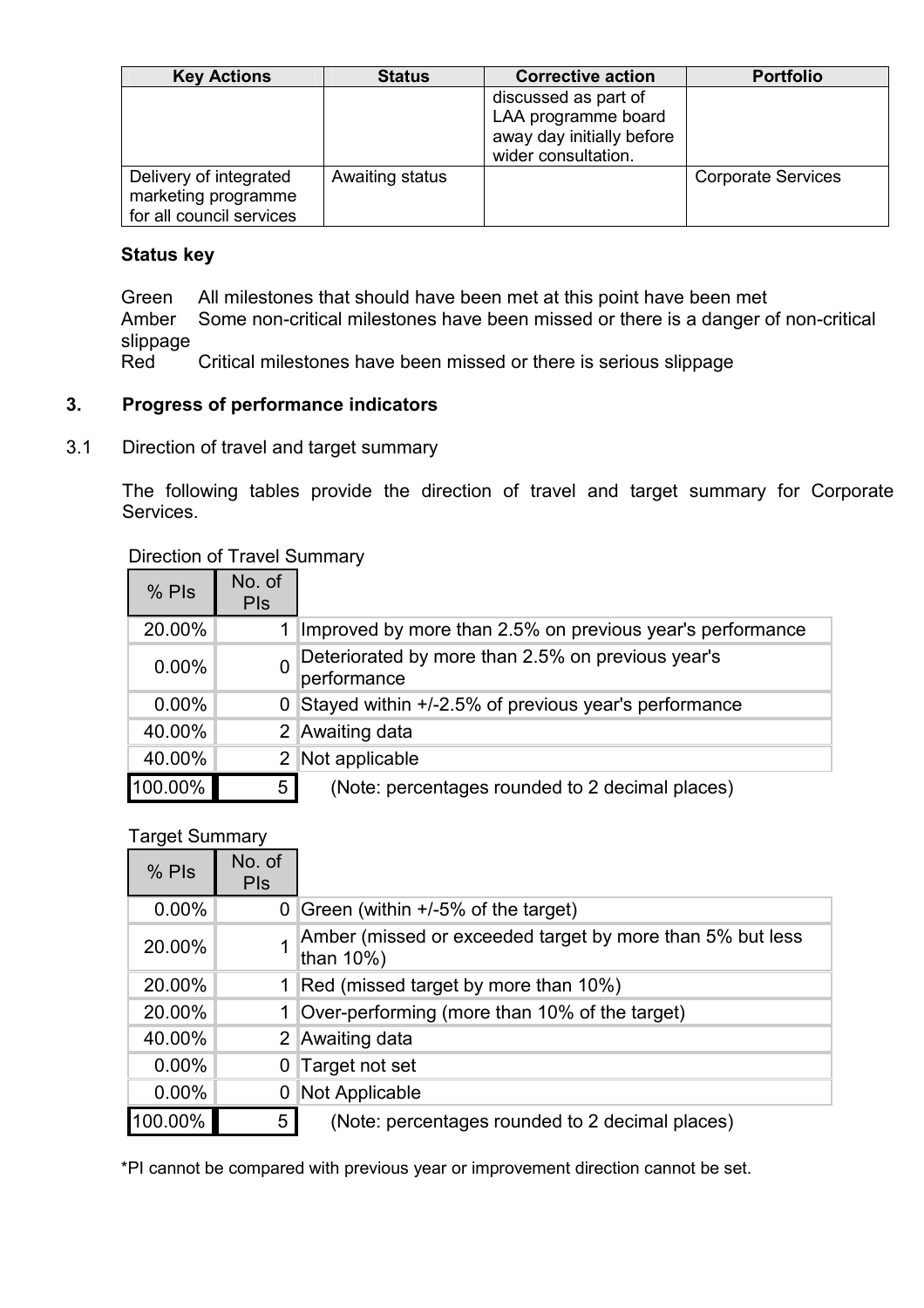| Key Actions | Status | Corrective action | Portfolio |
|---|---|---|---|
| | | discussed as part of LAA programme board away day initially before wider consultation. | |
| Delivery of integrated marketing programme for all council services | Awaiting status | | Corporate Services |

**Status key**

Green All milestones that should have been met at this point have been met
Amber Some non-critical milestones have been missed or there is a danger of non-critical slippage
Red Critical milestones have been missed or there is serious slippage

## 3. Progress of performance indicators

3.1 Direction of travel and target summary

The following tables provide the direction of travel and target summary for Corporate Services.

Direction of Travel Summary

| % PIs | No. of PIs | |
|---|---|---|
| 20.00% | 1 | Improved by more than 2.5% on previous year's performance |
| 0.00% | 0 | Deteriorated by more than 2.5% on previous year's performance |
| 0.00% | 0 | Stayed within +/-2.5% of previous year's performance |
| 40.00% | 2 | Awaiting data |
| 40.00% | 2 | Not applicable |
| 100.00% | 5 | (Note: percentages rounded to 2 decimal places) |

Target Summary

| % PIs | No. of PIs | |
|---|---|---|
| 0.00% | 0 | Green (within +/-5% of the target) |
| 20.00% | 1 | Amber (missed or exceeded target by more than 5% but less than 10%) |
| 20.00% | 1 | Red (missed target by more than 10%) |
| 20.00% | 1 | Over-performing (more than 10% of the target) |
| 40.00% | 2 | Awaiting data |
| 0.00% | 0 | Target not set |
| 0.00% | 0 | Not Applicable |
| 100.00% | 5 | (Note: percentages rounded to 2 decimal places) |

*PI cannot be compared with previous year or improvement direction cannot be set.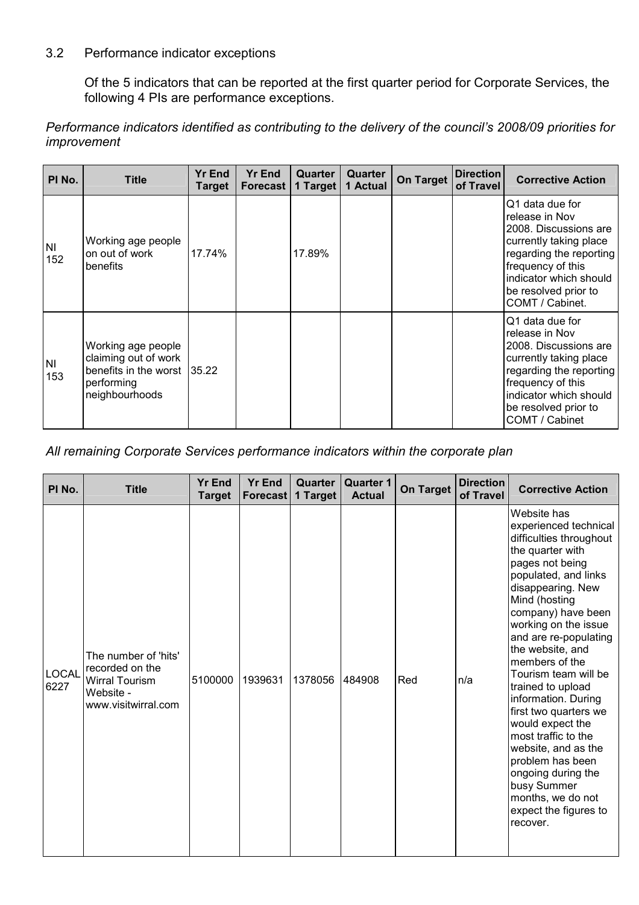### 3.2 Performance indicator exceptions

Of the 5 indicators that can be reported at the first quarter period for Corporate Services, the following 4 PIs are performance exceptions.

*Performance indicators identified as contributing to the delivery of the council's 2008/09 priorities for improvement*

| PI No. | Title | Yr End Target | Yr End Forecast | Quarter 1 Target | Quarter 1 Actual | On Target | Direction of Travel | Corrective Action |
|---|---|---|---|---|---|---|---|---|
| NI 152 | Working age people on out of work benefits | 17.74% | | 17.89% | | | | Q1 data due for release in Nov 2008. Discussions are currently taking place regarding the reporting frequency of this indicator which should be resolved prior to COMT / Cabinet. |
| NI 153 | Working age people claiming out of work benefits in the worst performing neighbourhoods | 35.22 | | | | | | Q1 data due for release in Nov 2008. Discussions are currently taking place regarding the reporting frequency of this indicator which should be resolved prior to COMT / Cabinet |

*All remaining Corporate Services performance indicators within the corporate plan*

| PI No. | Title | Yr End Target | Yr End Forecast | Quarter 1 Target | Quarter 1 Actual | On Target | Direction of Travel | Corrective Action |
|---|---|---|---|---|---|---|---|---|
| LOCAL 6227 | The number of 'hits' recorded on the Wirral Tourism Website - www.visitwirral.com | 5100000 | 1939631 | 1378056 | 484908 | Red | n/a | Website has experienced technical difficulties throughout the quarter with pages not being populated, and links disappearing. New Mind (hosting company) have been working on the issue and are re-populating the website, and members of the Tourism team will be trained to upload information. During first two quarters we would expect the most traffic to the website, and as the problem has been ongoing during the busy Summer months, we do not expect the figures to recover. |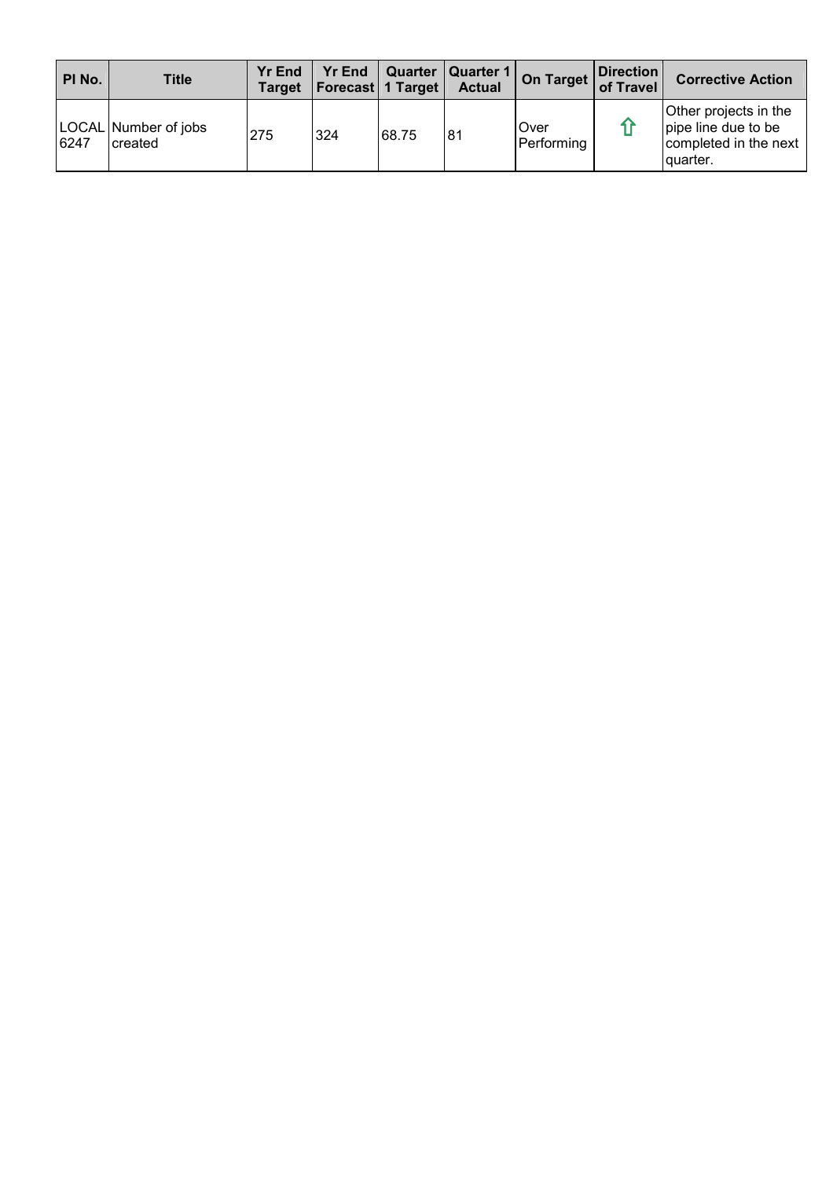| PI No. | Title | Yr End Target | Yr End Forecast | Quarter 1 Target | Quarter 1 Actual | On Target | Direction of Travel | Corrective Action |
|---|---|---|---|---|---|---|---|---|
| LOCAL 6247 | Number of jobs created | 275 | 324 | 68.75 | 81 | Over Performing | ⇧ | Other projects in the pipe line due to be completed in the next quarter. |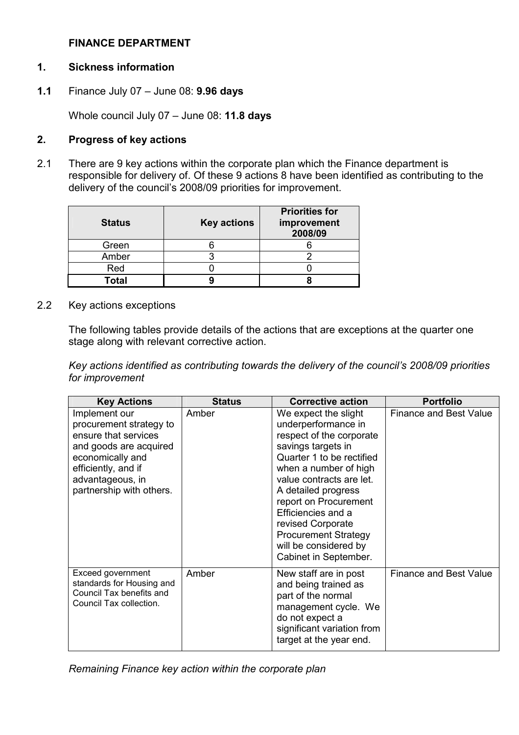**FINANCE DEPARTMENT**

**1. Sickness information**

**1.1** Finance July 07 – June 08: **9.96 days**

Whole council July 07 – June 08: **11.8 days**

**2. Progress of key actions**

2.1 There are 9 key actions within the corporate plan which the Finance department is responsible for delivery of. Of these 9 actions 8 have been identified as contributing to the delivery of the council's 2008/09 priorities for improvement.

| Status | Key actions | Priorities for improvement 2008/09 |
|---|---|---|
| Green | 6 | 6 |
| Amber | 3 | 2 |
| Red | 0 | 0 |
| **Total** | **9** | **8** |

2.2 Key actions exceptions

The following tables provide details of the actions that are exceptions at the quarter one stage along with relevant corrective action.

*Key actions identified as contributing towards the delivery of the council's 2008/09 priorities for improvement*

| Key Actions | Status | Corrective action | Portfolio |
|---|---|---|---|
| Implement our procurement strategy to ensure that services and goods are acquired economically and efficiently, and if advantageous, in partnership with others. | Amber | We expect the slight underperformance in respect of the corporate savings targets in Quarter 1 to be rectified when a number of high value contracts are let. A detailed progress report on Procurement Efficiencies and a revised Corporate Procurement Strategy will be considered by Cabinet in September. | Finance and Best Value |
| Exceed government standards for Housing and Council Tax benefits and Council Tax collection. | Amber | New staff are in post and being trained as part of the normal management cycle. We do not expect a significant variation from target at the year end. | Finance and Best Value |

*Remaining Finance key action within the corporate plan*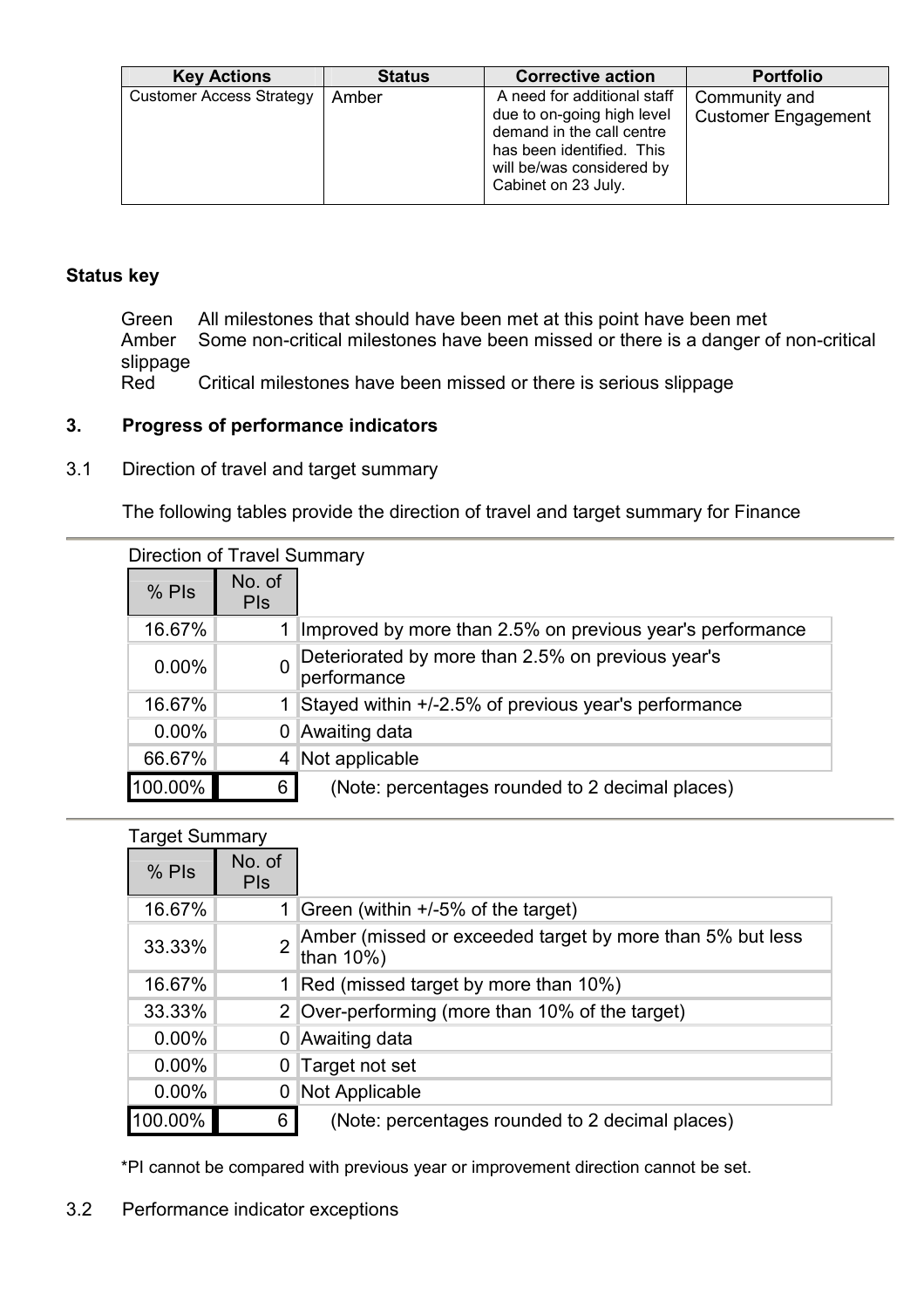| Key Actions | Status | Corrective action | Portfolio |
|---|---|---|---|
| Customer Access Strategy | Amber | A need for additional staff due to on-going high level demand in the call centre has been identified. This will be/was considered by Cabinet on 23 July. | Community and Customer Engagement |

**Status key**

Green All milestones that should have been met at this point have been met
Amber Some non-critical milestones have been missed or there is a danger of non-critical slippage
Red Critical milestones have been missed or there is serious slippage

## 3. Progress of performance indicators

3.1 Direction of travel and target summary

The following tables provide the direction of travel and target summary for Finance

Direction of Travel Summary

| % PIs | No. of PIs | |
|---|---|---|
| 16.67% | 1 | Improved by more than 2.5% on previous year's performance |
| 0.00% | 0 | Deteriorated by more than 2.5% on previous year's performance |
| 16.67% | 1 | Stayed within +/-2.5% of previous year's performance |
| 0.00% | 0 | Awaiting data |
| 66.67% | 4 | Not applicable |
| 100.00% | 6 | (Note: percentages rounded to 2 decimal places) |

Target Summary

| % PIs | No. of PIs | |
|---|---|---|
| 16.67% | 1 | Green (within +/-5% of the target) |
| 33.33% | 2 | Amber (missed or exceeded target by more than 5% but less than 10%) |
| 16.67% | 1 | Red (missed target by more than 10%) |
| 33.33% | 2 | Over-performing (more than 10% of the target) |
| 0.00% | 0 | Awaiting data |
| 0.00% | 0 | Target not set |
| 0.00% | 0 | Not Applicable |
| 100.00% | 6 | (Note: percentages rounded to 2 decimal places) |

*PI cannot be compared with previous year or improvement direction cannot be set.

3.2 Performance indicator exceptions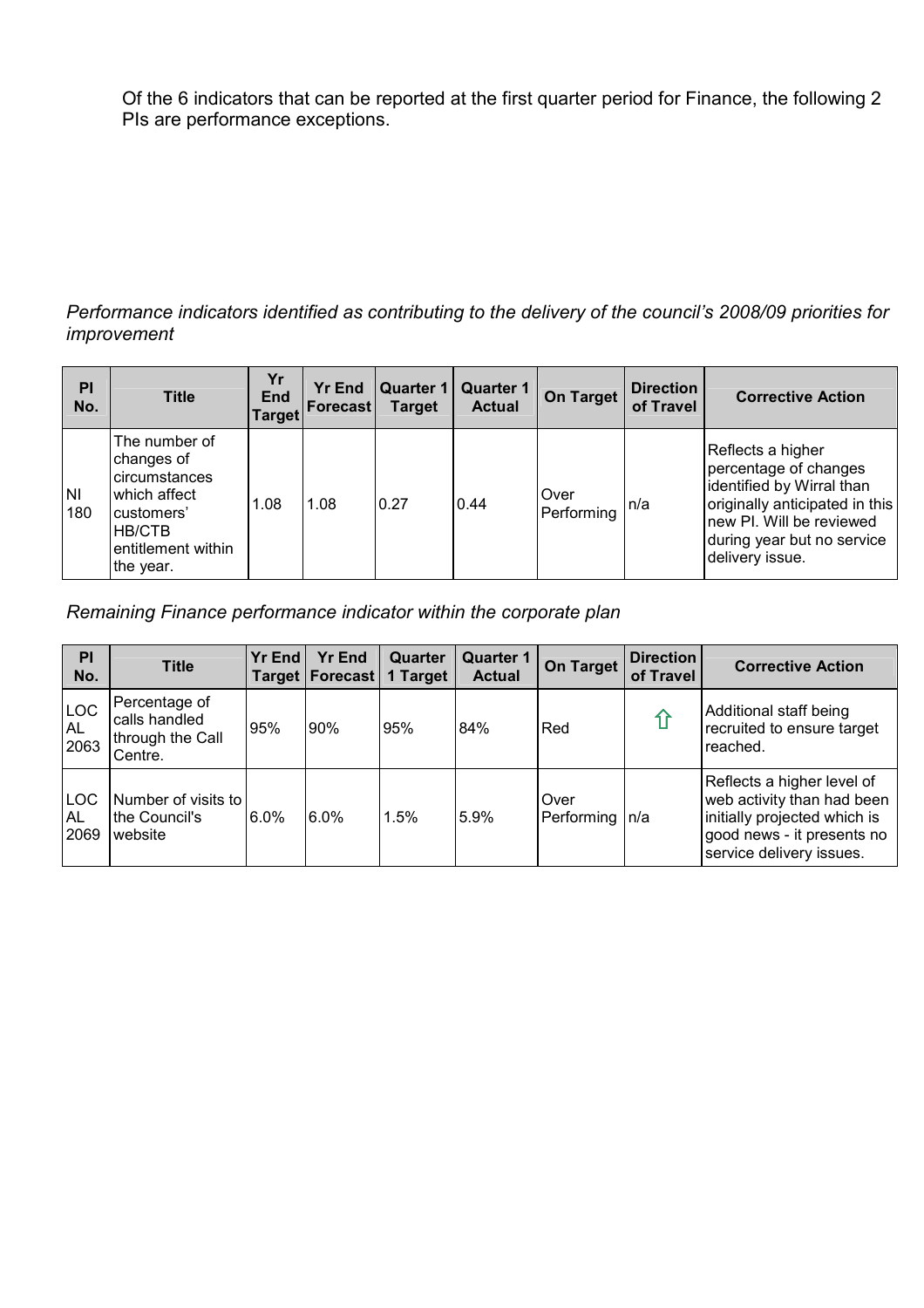Of the 6 indicators that can be reported at the first quarter period for Finance, the following 2 PIs are performance exceptions.

*Performance indicators identified as contributing to the delivery of the council's 2008/09 priorities for improvement*

| PI No. | Title | Yr End Target | Yr End Forecast | Quarter 1 Target | Quarter 1 Actual | On Target | Direction of Travel | Corrective Action |
|---|---|---|---|---|---|---|---|---|
| NI 180 | The number of changes of circumstances which affect customers' HB/CTB entitlement within the year. | 1.08 | 1.08 | 0.27 | 0.44 | Over Performing | n/a | Reflects a higher percentage of changes identified by Wirral than originally anticipated in this new PI. Will be reviewed during year but no service delivery issue. |

*Remaining Finance performance indicator within the corporate plan*

| PI No. | Title | Yr End Target | Yr End Forecast | Quarter 1 Target | Quarter 1 Actual | On Target | Direction of Travel | Corrective Action |
|---|---|---|---|---|---|---|---|---|
| LOCAL 2063 | Percentage of calls handled through the Call Centre. | 95% | 90% | 95% | 84% | Red | ⇧ | Additional staff being recruited to ensure target reached. |
| LOCAL 2069 | Number of visits to the Council's website | 6.0% | 6.0% | 1.5% | 5.9% | Over Performing | n/a | Reflects a higher level of web activity than had been initially projected which is good news - it presents no service delivery issues. |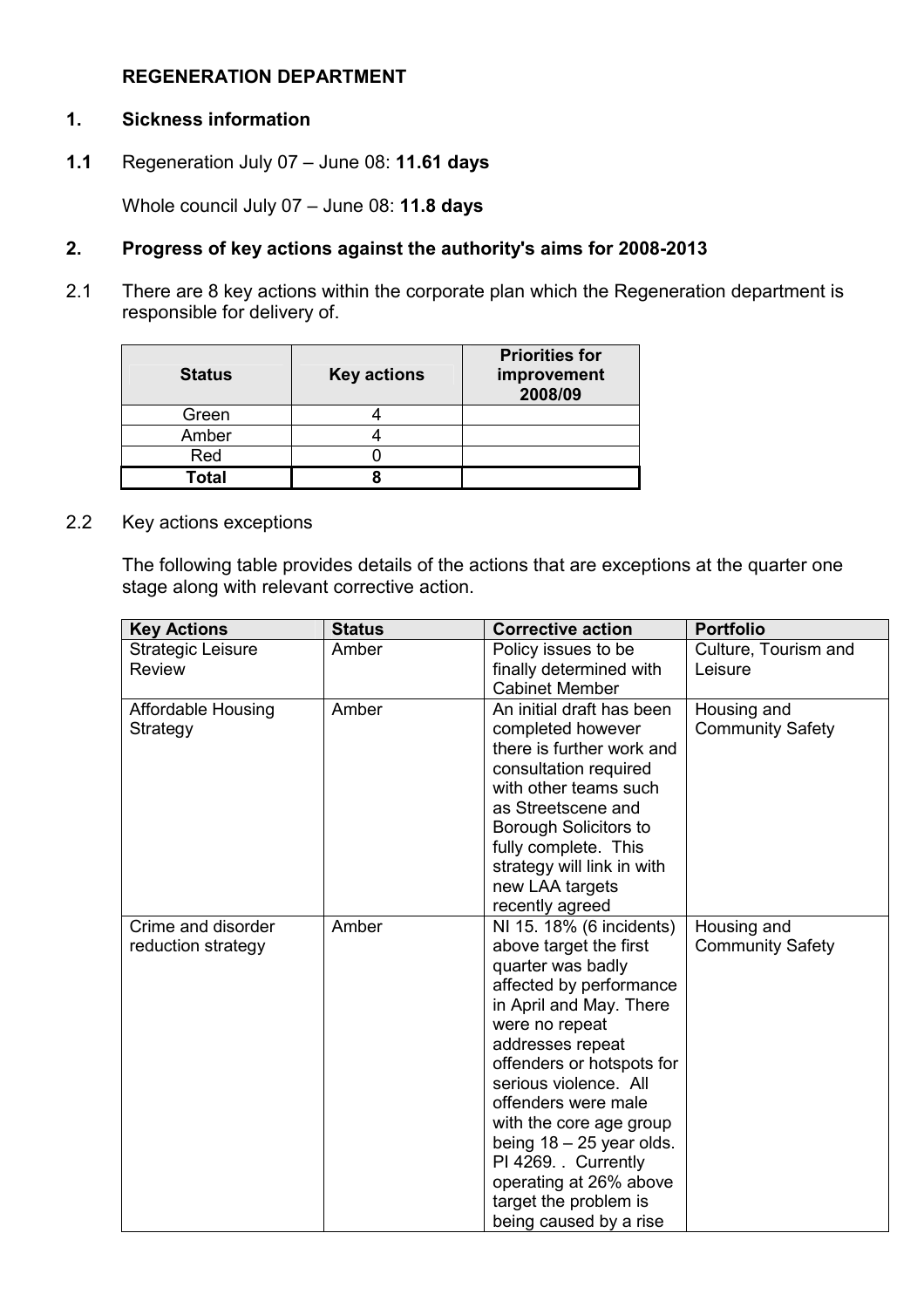**REGENERATION DEPARTMENT**

## 1. Sickness information

**1.1** Regeneration July 07 – June 08: **11.61 days**

Whole council July 07 – June 08: **11.8 days**

## 2. Progress of key actions against the authority's aims for 2008-2013

2.1 There are 8 key actions within the corporate plan which the Regeneration department is responsible for delivery of.

| Status | Key actions | Priorities for improvement 2008/09 |
|---|---|---|
| Green | 4 | |
| Amber | 4 | |
| Red | 0 | |
| **Total** | **8** | |

2.2 Key actions exceptions

The following table provides details of the actions that are exceptions at the quarter one stage along with relevant corrective action.

| Key Actions | Status | Corrective action | Portfolio |
|---|---|---|---|
| Strategic Leisure Review | Amber | Policy issues to be finally determined with Cabinet Member | Culture, Tourism and Leisure |
| Affordable Housing Strategy | Amber | An initial draft has been completed however there is further work and consultation required with other teams such as Streetscene and Borough Solicitors to fully complete. This strategy will link in with new LAA targets recently agreed | Housing and Community Safety |
| Crime and disorder reduction strategy | Amber | NI 15. 18% (6 incidents) above target the first quarter was badly affected by performance in April and May. There were no repeat addresses repeat offenders or hotspots for serious violence. All offenders were male with the core age group being 18 – 25 year olds. PI 4269. . Currently operating at 26% above target the problem is being caused by a rise | Housing and Community Safety |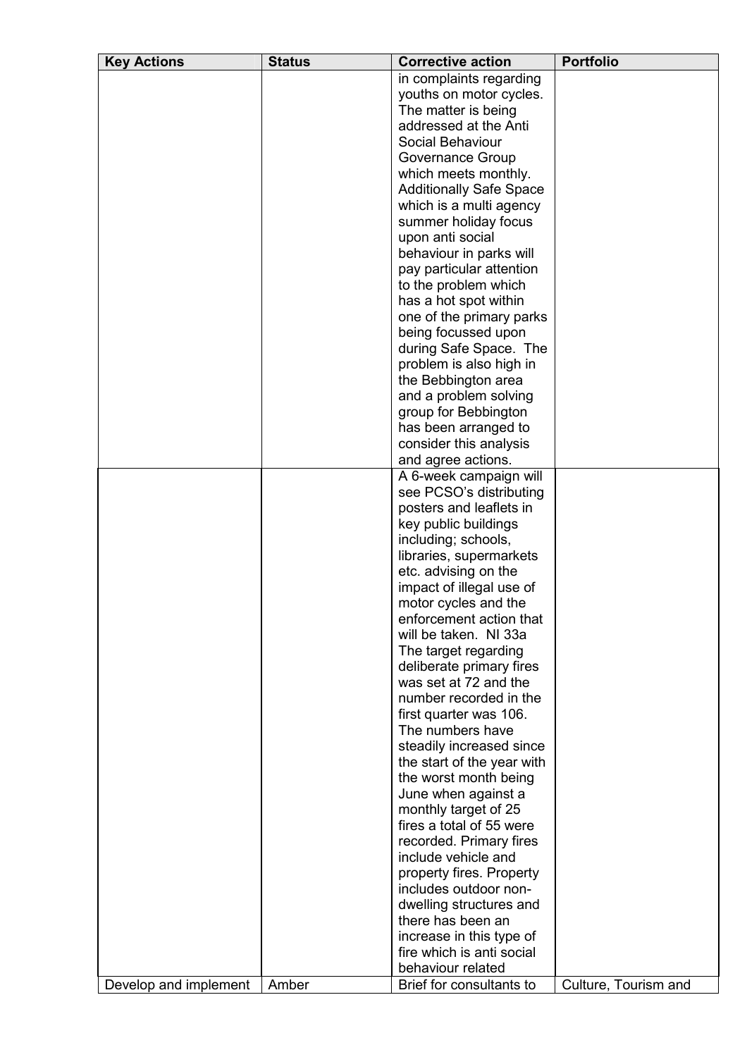| Key Actions | Status | Corrective action | Portfolio |
|---|---|---|---|
| | | in complaints regarding youths on motor cycles. The matter is being addressed at the Anti Social Behaviour Governance Group which meets monthly. Additionally Safe Space which is a multi agency summer holiday focus upon anti social behaviour in parks will pay particular attention to the problem which has a hot spot within one of the primary parks being focussed upon during Safe Space. The problem is also high in the Bebbington area and a problem solving group for Bebbington has been arranged to consider this analysis and agree actions. | |
| | | A 6-week campaign will see PCSO's distributing posters and leaflets in key public buildings including; schools, libraries, supermarkets etc. advising on the impact of illegal use of motor cycles and the enforcement action that will be taken. NI 33a The target regarding deliberate primary fires was set at 72 and the number recorded in the first quarter was 106. The numbers have steadily increased since the start of the year with the worst month being June when against a monthly target of 25 fires a total of 55 were recorded. Primary fires include vehicle and property fires. Property includes outdoor non-dwelling structures and there has been an increase in this type of fire which is anti social behaviour related | |
| Develop and implement | Amber | Brief for consultants to | Culture, Tourism and |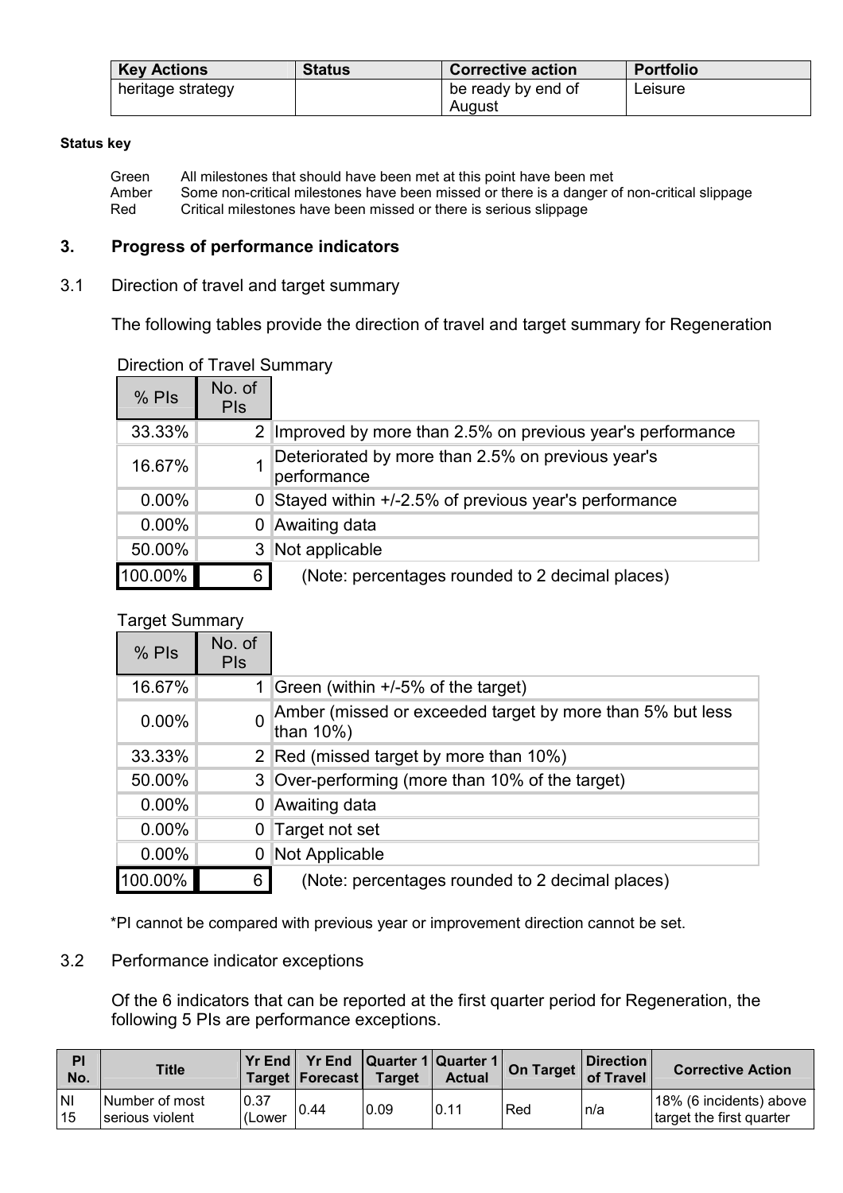| Key Actions | Status | Corrective action | Portfolio |
|---|---|---|---|
| heritage strategy | | be ready by end of August | Leisure |

**Status key**

| | |
|---|---|
| Green | All milestones that should have been met at this point have been met |
| Amber | Some non-critical milestones have been missed or there is a danger of non-critical slippage |
| Red | Critical milestones have been missed or there is serious slippage |

## 3. Progress of performance indicators

3.1 Direction of travel and target summary

The following tables provide the direction of travel and target summary for Regeneration

Direction of Travel Summary

| % PIs | No. of PIs | |
|---|---|---|
| 33.33% | 2 | Improved by more than 2.5% on previous year's performance |
| 16.67% | 1 | Deteriorated by more than 2.5% on previous year's performance |
| 0.00% | 0 | Stayed within +/-2.5% of previous year's performance |
| 0.00% | 0 | Awaiting data |
| 50.00% | 3 | Not applicable |
| 100.00% | 6 | (Note: percentages rounded to 2 decimal places) |

Target Summary

| % PIs | No. of PIs | |
|---|---|---|
| 16.67% | 1 | Green (within +/-5% of the target) |
| 0.00% | 0 | Amber (missed or exceeded target by more than 5% but less than 10%) |
| 33.33% | 2 | Red (missed target by more than 10%) |
| 50.00% | 3 | Over-performing (more than 10% of the target) |
| 0.00% | 0 | Awaiting data |
| 0.00% | 0 | Target not set |
| 0.00% | 0 | Not Applicable |
| 100.00% | 6 | (Note: percentages rounded to 2 decimal places) |

*PI cannot be compared with previous year or improvement direction cannot be set.

3.2 Performance indicator exceptions

Of the 6 indicators that can be reported at the first quarter period for Regeneration, the following 5 PIs are performance exceptions.

| PI No. | Title | Yr End Target | Yr End Forecast | Quarter 1 Target | Quarter 1 Actual | On Target | Direction of Travel | Corrective Action |
|---|---|---|---|---|---|---|---|---|
| NI 15 | Number of most serious violent | 0.37 (Lower | 0.44 | 0.09 | 0.11 | Red | n/a | 18% (6 incidents) above target the first quarter |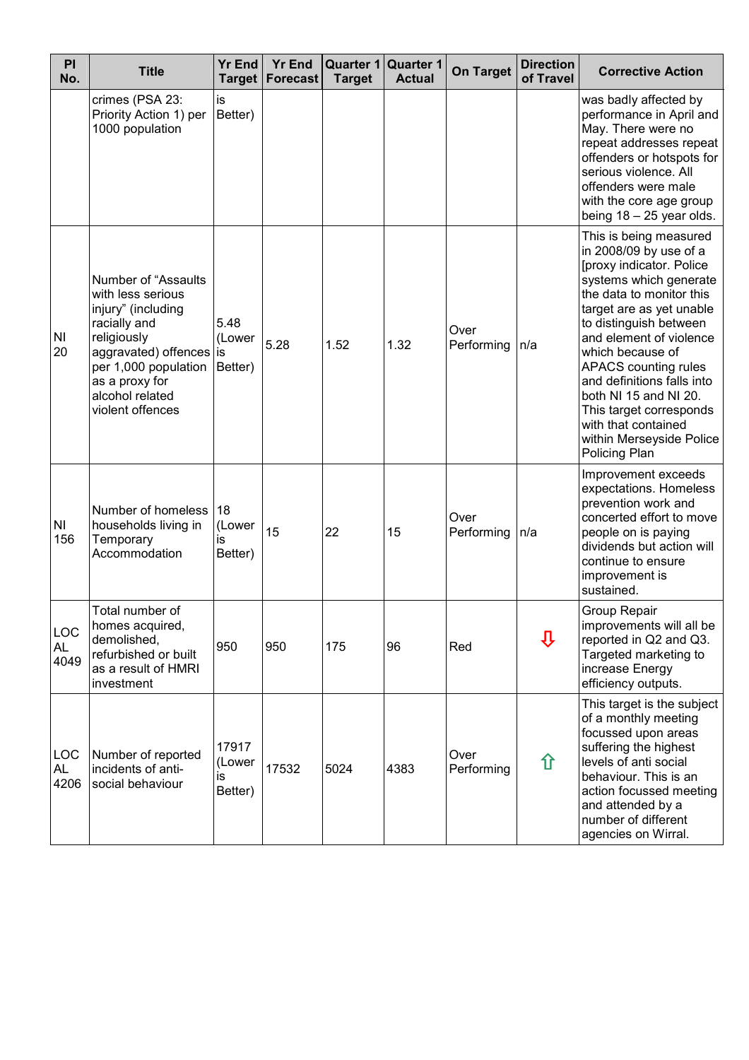| PI No. | Title | Yr End Target | Yr End Forecast | Quarter 1 Target | Quarter 1 Actual | On Target | Direction of Travel | Corrective Action |
|---|---|---|---|---|---|---|---|---|
| | crimes (PSA 23: Priority Action 1) per 1000 population | is Better) | | | | | | was badly affected by performance in April and May. There were no repeat addresses repeat offenders or hotspots for serious violence. All offenders were male with the core age group being 18 – 25 year olds. |
| NI 20 | Number of "Assaults with less serious injury" (including racially and religiously aggravated) offences per 1,000 population as a proxy for alcohol related violent offences | 5.48 (Lower is Better) | 5.28 | 1.52 | 1.32 | Over Performing | n/a | This is being measured in 2008/09 by use of a [proxy indicator. Police systems which generate the data to monitor this target are as yet unable to distinguish between and element of violence which because of APACS counting rules and definitions falls into both NI 15 and NI 20. This target corresponds with that contained within Merseyside Police Policing Plan |
| NI 156 | Number of homeless households living in Temporary Accommodation | 18 (Lower is Better) | 15 | 22 | 15 | Over Performing | n/a | Improvement exceeds expectations. Homeless prevention work and concerted effort to move people on is paying dividends but action will continue to ensure improvement is sustained. |
| LOCAL 4049 | Total number of homes acquired, demolished, refurbished or built as a result of HMRI investment | 950 | 950 | 175 | 96 | Red | ⇩ | Group Repair improvements will all be reported in Q2 and Q3. Targeted marketing to increase Energy efficiency outputs. |
| LOCAL 4206 | Number of reported incidents of anti-social behaviour | 17917 (Lower is Better) | 17532 | 5024 | 4383 | Over Performing | ⇧ | This target is the subject of a monthly meeting focussed upon areas suffering the highest levels of anti social behaviour. This is an action focussed meeting and attended by a number of different agencies on Wirral. |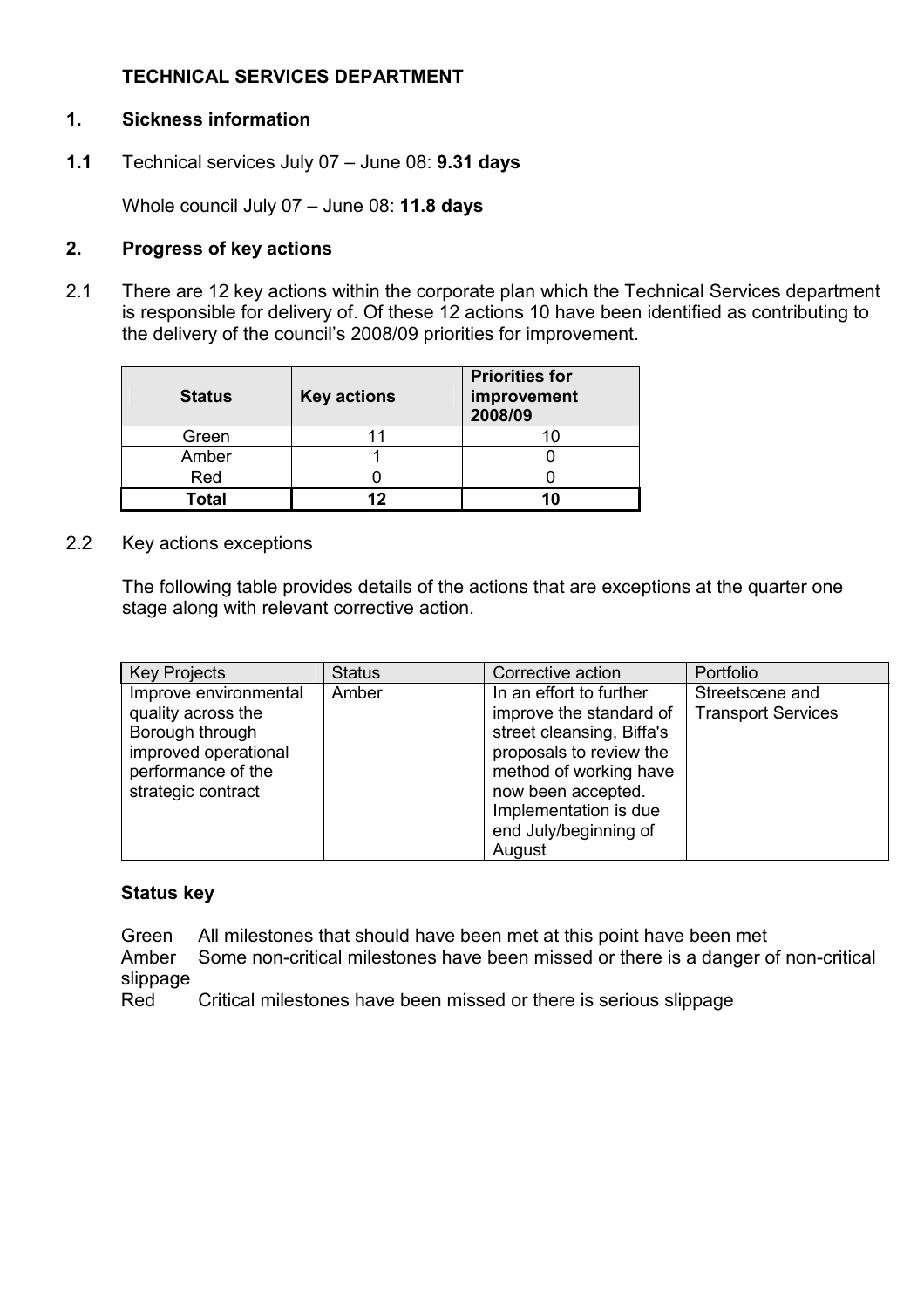# TECHNICAL SERVICES DEPARTMENT

## 1. Sickness information

**1.1** Technical services July 07 – June 08: **9.31 days**

Whole council July 07 – June 08: **11.8 days**

## 2. Progress of key actions

2.1 There are 12 key actions within the corporate plan which the Technical Services department is responsible for delivery of. Of these 12 actions 10 have been identified as contributing to the delivery of the council's 2008/09 priorities for improvement.

| Status | Key actions | Priorities for improvement 2008/09 |
|---|---|---|
| Green | 11 | 10 |
| Amber | 1 | 0 |
| Red | 0 | 0 |
| **Total** | **12** | **10** |

2.2 Key actions exceptions

The following table provides details of the actions that are exceptions at the quarter one stage along with relevant corrective action.

| Key Projects | Status | Corrective action | Portfolio |
|---|---|---|---|
| Improve environmental quality across the Borough through improved operational performance of the strategic contract | Amber | In an effort to further improve the standard of street cleansing, Biffa's proposals to review the method of working have now been accepted. Implementation is due end July/beginning of August | Streetscene and Transport Services |

**Status key**

Green All milestones that should have been met at this point have been met
Amber Some non-critical milestones have been missed or there is a danger of non-critical slippage
Red Critical milestones have been missed or there is serious slippage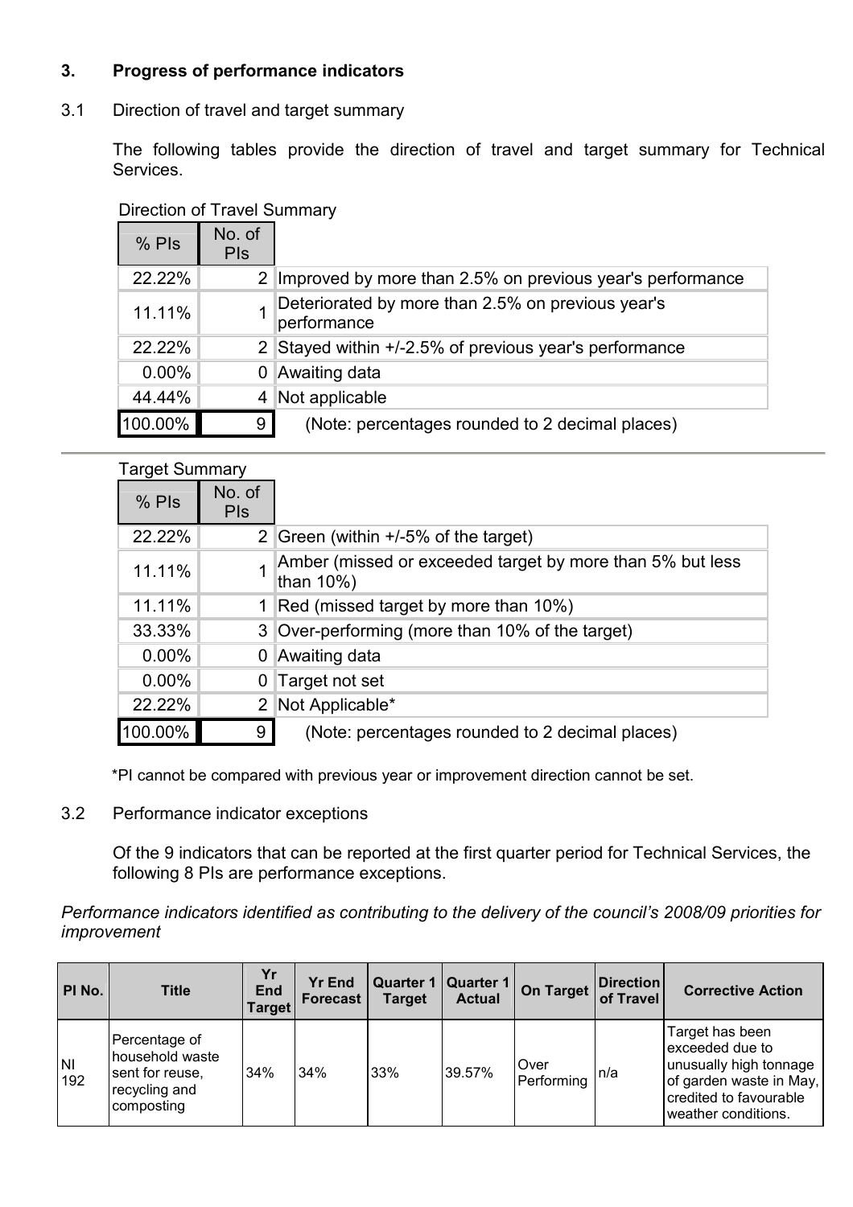## 3. Progress of performance indicators

### 3.1 Direction of travel and target summary

The following tables provide the direction of travel and target summary for Technical Services.

Direction of Travel Summary

| % PIs | No. of PIs | |
|---|---|---|
| 22.22% | 2 | Improved by more than 2.5% on previous year's performance |
| 11.11% | 1 | Deteriorated by more than 2.5% on previous year's performance |
| 22.22% | 2 | Stayed within +/-2.5% of previous year's performance |
| 0.00% | 0 | Awaiting data |
| 44.44% | 4 | Not applicable |
| 100.00% | 9 | (Note: percentages rounded to 2 decimal places) |

Target Summary

| % PIs | No. of PIs | |
|---|---|---|
| 22.22% | 2 | Green (within +/-5% of the target) |
| 11.11% | 1 | Amber (missed or exceeded target by more than 5% but less than 10%) |
| 11.11% | 1 | Red (missed target by more than 10%) |
| 33.33% | 3 | Over-performing (more than 10% of the target) |
| 0.00% | 0 | Awaiting data |
| 0.00% | 0 | Target not set |
| 22.22% | 2 | Not Applicable* |
| 100.00% | 9 | (Note: percentages rounded to 2 decimal places) |

*PI cannot be compared with previous year or improvement direction cannot be set.

### 3.2 Performance indicator exceptions

Of the 9 indicators that can be reported at the first quarter period for Technical Services, the following 8 PIs are performance exceptions.

*Performance indicators identified as contributing to the delivery of the council's 2008/09 priorities for improvement*

| PI No. | Title | Yr End Target | Yr End Forecast | Quarter 1 Target | Quarter 1 Actual | On Target | Direction of Travel | Corrective Action |
|---|---|---|---|---|---|---|---|---|
| NI 192 | Percentage of household waste sent for reuse, recycling and composting | 34% | 34% | 33% | 39.57% | Over Performing | n/a | Target has been exceeded due to unusually high tonnage of garden waste in May, credited to favourable weather conditions. |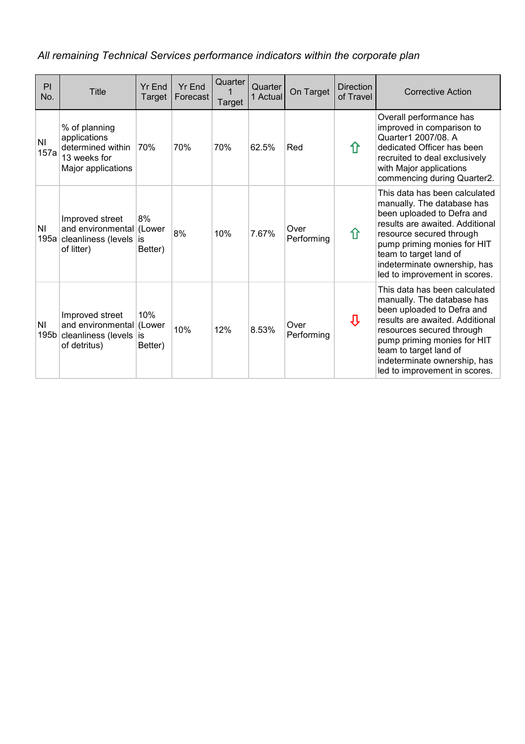*All remaining Technical Services performance indicators within the corporate plan*

| PI No. | Title | Yr End Target | Yr End Forecast | Quarter 1 Target | Quarter 1 Actual | On Target | Direction of Travel | Corrective Action |
|---|---|---|---|---|---|---|---|---|
| NI 157a | % of planning applications determined within 13 weeks for Major applications | 70% | 70% | 70% | 62.5% | Red | ⇧ | Overall performance has improved in comparison to Quarter1 2007/08. A dedicated Officer has been recruited to deal exclusively with Major applications commencing during Quarter2. |
| NI 195a | Improved street and environmental cleanliness (levels of litter) | 8% (Lower is Better) | 8% | 10% | 7.67% | Over Performing | ⇧ | This data has been calculated manually. The database has been uploaded to Defra and results are awaited. Additional resource secured through pump priming monies for HIT team to target land of indeterminate ownership, has led to improvement in scores. |
| NI 195b | Improved street and environmental cleanliness (levels of detritus) | 10% (Lower is Better) | 10% | 12% | 8.53% | Over Performing | ⇩ | This data has been calculated manually. The database has been uploaded to Defra and results are awaited. Additional resources secured through pump priming monies for HIT team to target land of indeterminate ownership, has led to improvement in scores. |